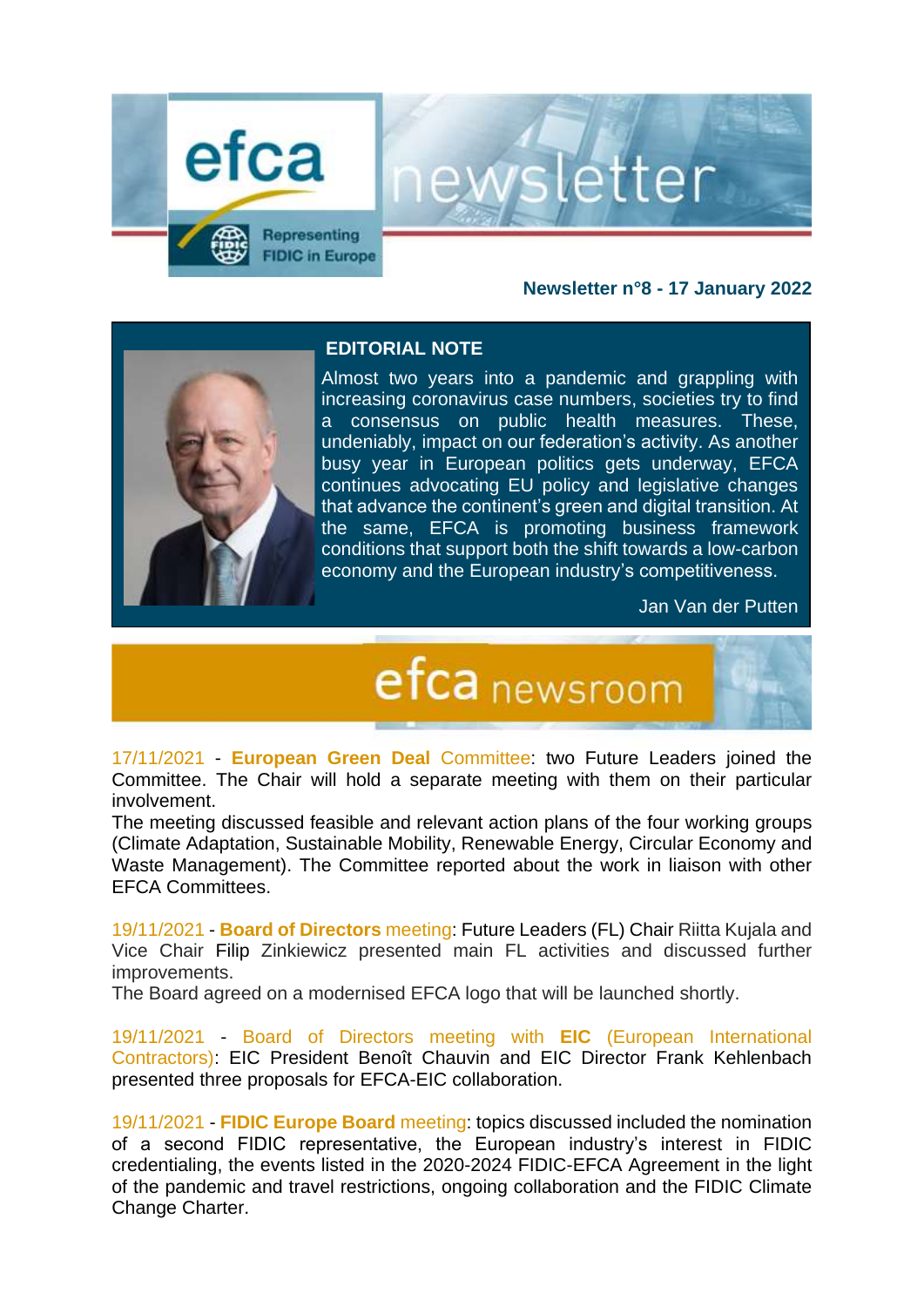# efca newsletter

Representing FIDIC in Europe

**Newsletter n°8 - 17 January 2022**

## EDITORIAL NOTE

Almost two years into a pandemic and grappling with increasing coronavirus case numbers, societies try to find a consensus on public health measures. These, undeniably, impact on our federation's activity. As another busy year in European politics gets underway, EFCA continues advocating EU policy and legislative changes that advance the continent's green and digital transition. At the same, EFCA is promoting business framework conditions that support both the shift towards a low-carbon economy and the European industry's competitiveness.

Jan Van der Putten

## efca newsroom

17/11/2021 - **European Green Deal** Committee: two Future Leaders joined the Committee. The Chair will hold a separate meeting with them on their particular involvement.
The meeting discussed feasible and relevant action plans of the four working groups (Climate Adaptation, Sustainable Mobility, Renewable Energy, Circular Economy and Waste Management). The Committee reported about the work in liaison with other EFCA Committees.

19/11/2021 - **Board of Directors** meeting: Future Leaders (FL) Chair Riitta Kujala and Vice Chair Filip Zinkiewicz presented main FL activities and discussed further improvements.
The Board agreed on a modernised EFCA logo that will be launched shortly.

19/11/2021 - Board of Directors meeting with **EIC** (European International Contractors): EIC President Benoît Chauvin and EIC Director Frank Kehlenbach presented three proposals for EFCA-EIC collaboration.

19/11/2021 - **FIDIC Europe Board** meeting: topics discussed included the nomination of a second FIDIC representative, the European industry's interest in FIDIC credentialing, the events listed in the 2020-2024 FIDIC-EFCA Agreement in the light of the pandemic and travel restrictions, ongoing collaboration and the FIDIC Climate Change Charter.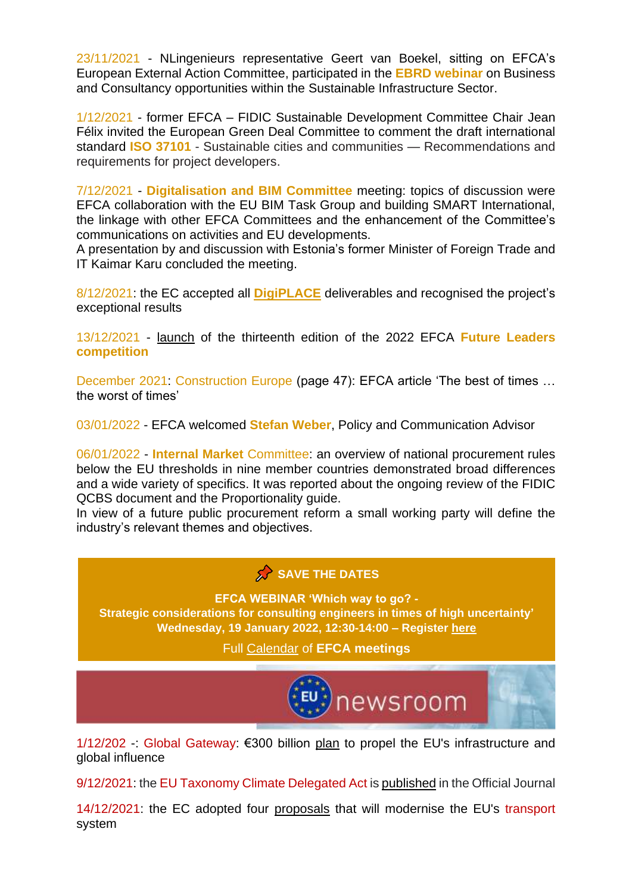23/11/2021 - NLingenieurs representative Geert van Boekel, sitting on EFCA's European External Action Committee, participated in the **EBRD webinar** on Business and Consultancy opportunities within the Sustainable Infrastructure Sector.

1/12/2021 - former EFCA – FIDIC Sustainable Development Committee Chair Jean Félix invited the European Green Deal Committee to comment the draft international standard **ISO 37101** - Sustainable cities and communities — Recommendations and requirements for project developers.

7/12/2021 - **Digitalisation and BIM Committee** meeting: topics of discussion were EFCA collaboration with the EU BIM Task Group and building SMART International, the linkage with other EFCA Committees and the enhancement of the Committee's communications on activities and EU developments.
A presentation by and discussion with Estonia's former Minister of Foreign Trade and IT Kaimar Karu concluded the meeting.

8/12/2021: the EC accepted all **DigiPLACE** deliverables and recognised the project's exceptional results

13/12/2021 - launch of the thirteenth edition of the 2022 EFCA **Future Leaders competition**

December 2021: Construction Europe (page 47): EFCA article 'The best of times … the worst of times'

03/01/2022 - EFCA welcomed **Stefan Weber**, Policy and Communication Advisor

06/01/2022 - **Internal Market** Committee: an overview of national procurement rules below the EU thresholds in nine member countries demonstrated broad differences and a wide variety of specifics. It was reported about the ongoing review of the FIDIC QCBS document and the Proportionality guide.
In view of a future public procurement reform a small working party will define the industry's relevant themes and objectives.

**SAVE THE DATES**

**EFCA WEBINAR 'Which way to go? - Strategic considerations for consulting engineers in times of high uncertainty' Wednesday, 19 January 2022, 12:30-14:00 – Register here**

Full Calendar of **EFCA meetings**

EU newsroom

1/12/202 -: Global Gateway: €300 billion plan to propel the EU's infrastructure and global influence

9/12/2021: the EU Taxonomy Climate Delegated Act is published in the Official Journal

14/12/2021: the EC adopted four proposals that will modernise the EU's transport system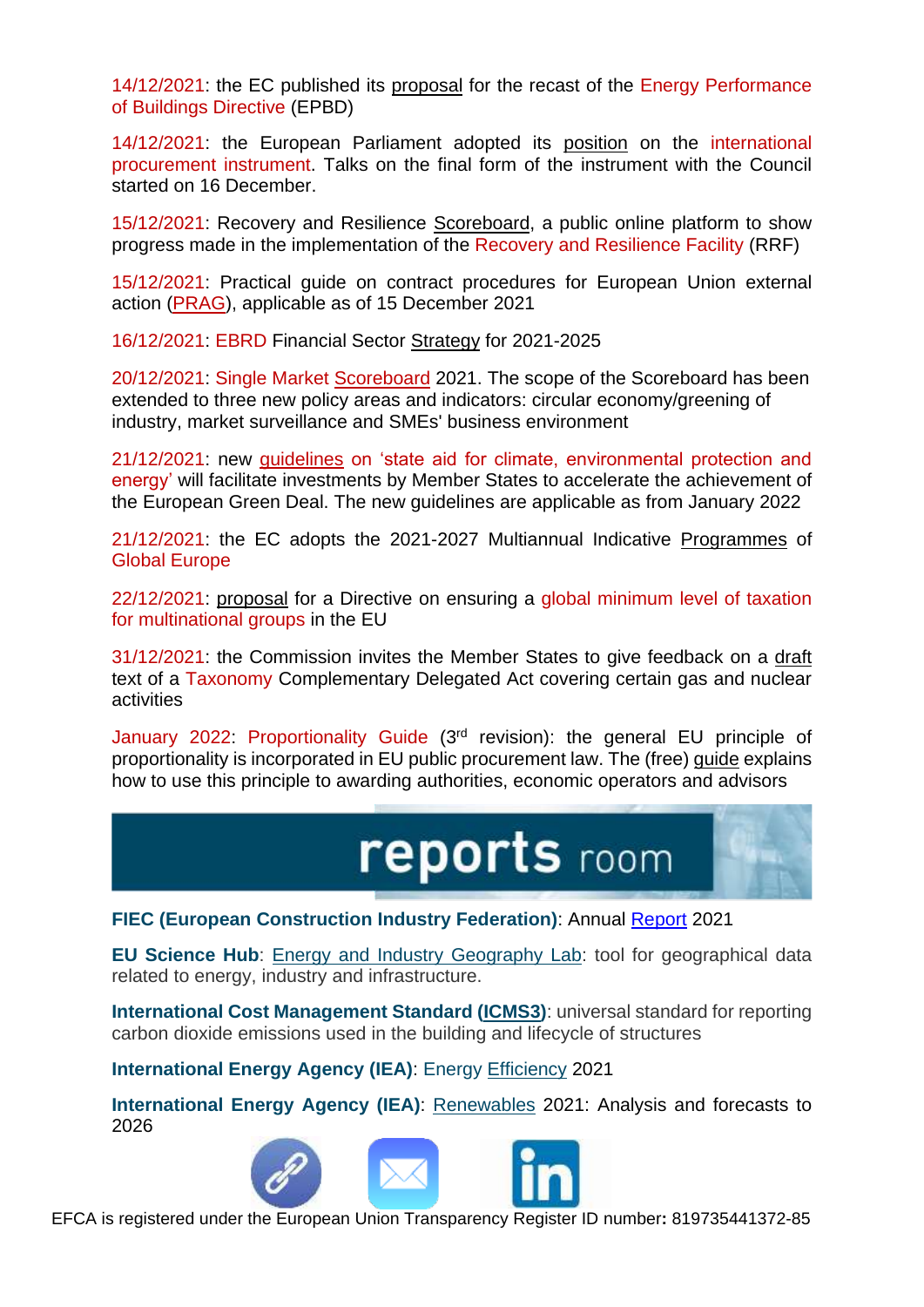14/12/2021: the EC published its proposal for the recast of the Energy Performance of Buildings Directive (EPBD)

14/12/2021: the European Parliament adopted its position on the international procurement instrument. Talks on the final form of the instrument with the Council started on 16 December.

15/12/2021: Recovery and Resilience Scoreboard, a public online platform to show progress made in the implementation of the Recovery and Resilience Facility (RRF)

15/12/2021: Practical guide on contract procedures for European Union external action (PRAG), applicable as of 15 December 2021

16/12/2021: EBRD Financial Sector Strategy for 2021-2025

20/12/2021: Single Market Scoreboard 2021. The scope of the Scoreboard has been extended to three new policy areas and indicators: circular economy/greening of industry, market surveillance and SMEs' business environment

21/12/2021: new guidelines on 'state aid for climate, environmental protection and energy' will facilitate investments by Member States to accelerate the achievement of the European Green Deal. The new guidelines are applicable as from January 2022

21/12/2021: the EC adopts the 2021-2027 Multiannual Indicative Programmes of Global Europe

22/12/2021: proposal for a Directive on ensuring a global minimum level of taxation for multinational groups in the EU

31/12/2021: the Commission invites the Member States to give feedback on a draft text of a Taxonomy Complementary Delegated Act covering certain gas and nuclear activities

January 2022: Proportionality Guide (3rd revision): the general EU principle of proportionality is incorporated in EU public procurement law. The (free) guide explains how to use this principle to awarding authorities, economic operators and advisors

## reports room

**FIEC (European Construction Industry Federation)**: Annual Report 2021

**EU Science Hub**: Energy and Industry Geography Lab: tool for geographical data related to energy, industry and infrastructure.

**International Cost Management Standard (ICMS3)**: universal standard for reporting carbon dioxide emissions used in the building and lifecycle of structures

**International Energy Agency (IEA)**: Energy Efficiency 2021

**International Energy Agency (IEA)**: Renewables 2021: Analysis and forecasts to 2026

EFCA is registered under the European Union Transparency Register ID number**:** 819735441372-85